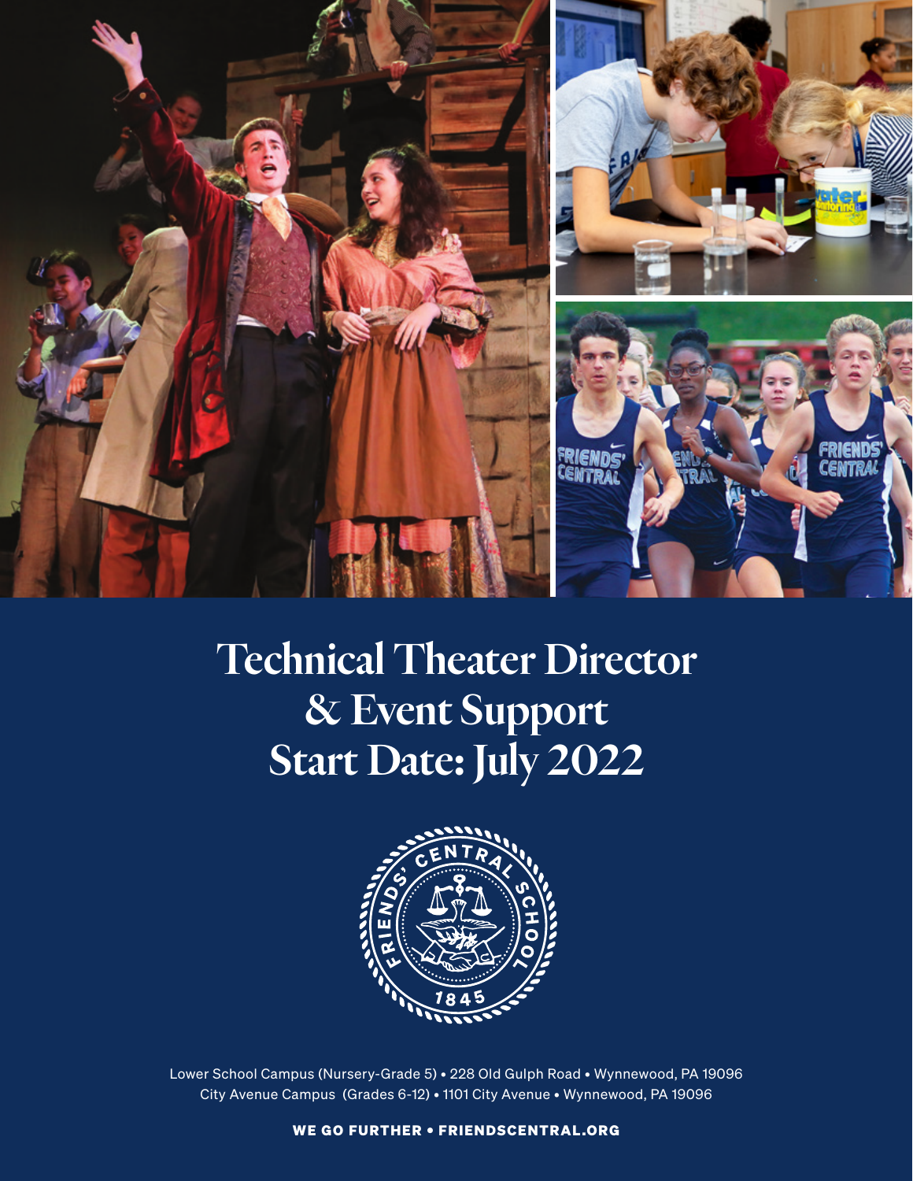# Technical Theater Director & Event Support
# Start Date: July 2022

Lower School Campus (Nursery-Grade 5) • 228 Old Gulph Road • Wynnewood, PA 19096
City Avenue Campus (Grades 6-12) • 1101 City Avenue • Wynnewood, PA 19096

**WE GO FURTHER • FRIENDSCENTRAL.ORG**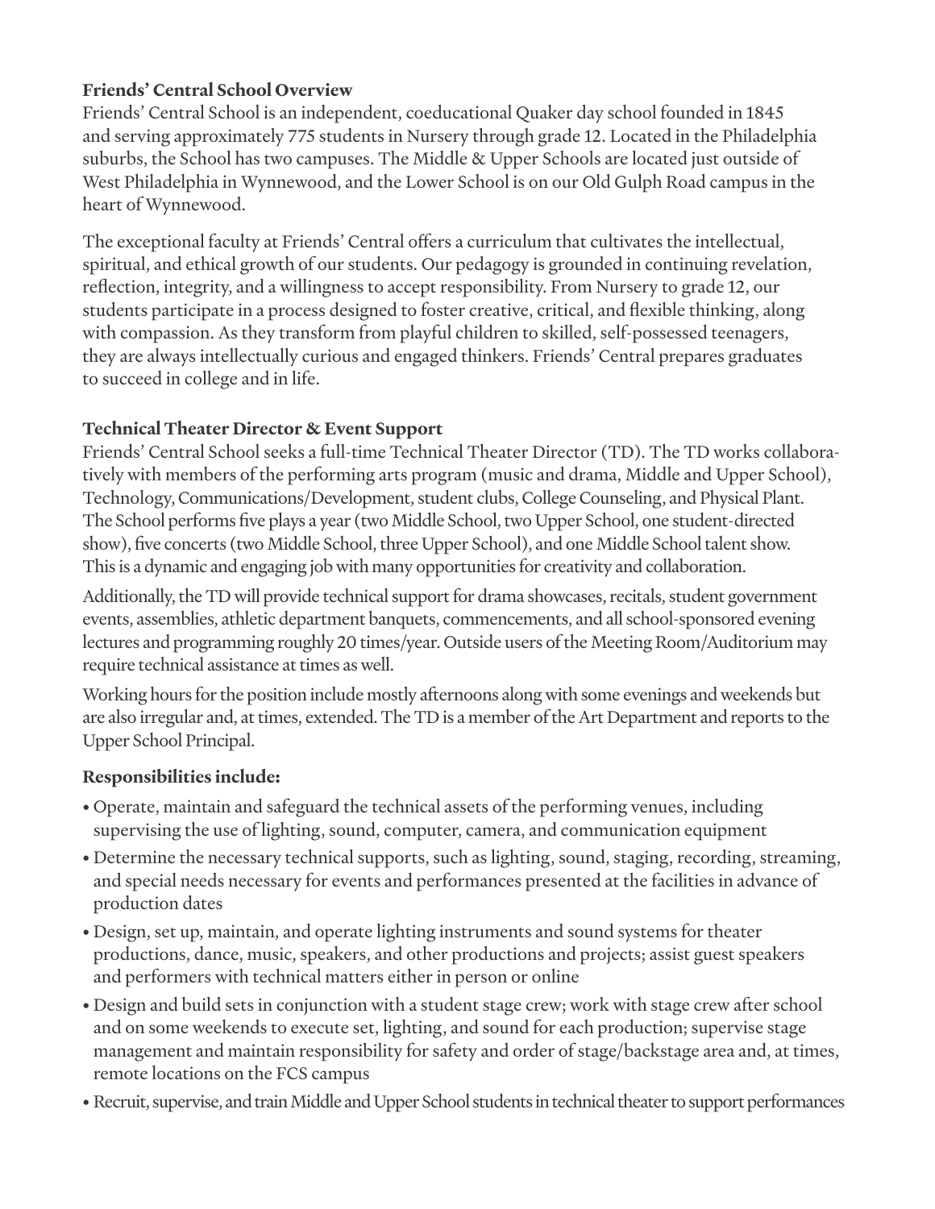**Friends' Central School Overview**

Friends' Central School is an independent, coeducational Quaker day school founded in 1845 and serving approximately 775 students in Nursery through grade 12. Located in the Philadelphia suburbs, the School has two campuses. The Middle & Upper Schools are located just outside of West Philadelphia in Wynnewood, and the Lower School is on our Old Gulph Road campus in the heart of Wynnewood.

The exceptional faculty at Friends' Central offers a curriculum that cultivates the intellectual, spiritual, and ethical growth of our students. Our pedagogy is grounded in continuing revelation, reflection, integrity, and a willingness to accept responsibility. From Nursery to grade 12, our students participate in a process designed to foster creative, critical, and flexible thinking, along with compassion. As they transform from playful children to skilled, self-possessed teenagers, they are always intellectually curious and engaged thinkers. Friends' Central prepares graduates to succeed in college and in life.

**Technical Theater Director & Event Support**

Friends' Central School seeks a full-time Technical Theater Director (TD). The TD works collaboratively with members of the performing arts program (music and drama, Middle and Upper School), Technology, Communications/Development, student clubs, College Counseling, and Physical Plant. The School performs five plays a year (two Middle School, two Upper School, one student-directed show), five concerts (two Middle School, three Upper School), and one Middle School talent show. This is a dynamic and engaging job with many opportunities for creativity and collaboration.

Additionally, the TD will provide technical support for drama showcases, recitals, student government events, assemblies, athletic department banquets, commencements, and all school-sponsored evening lectures and programming roughly 20 times/year. Outside users of the Meeting Room/Auditorium may require technical assistance at times as well.

Working hours for the position include mostly afternoons along with some evenings and weekends but are also irregular and, at times, extended. The TD is a member of the Art Department and reports to the Upper School Principal.

**Responsibilities include:**

- Operate, maintain and safeguard the technical assets of the performing venues, including supervising the use of lighting, sound, computer, camera, and communication equipment
- Determine the necessary technical supports, such as lighting, sound, staging, recording, streaming, and special needs necessary for events and performances presented at the facilities in advance of production dates
- Design, set up, maintain, and operate lighting instruments and sound systems for theater productions, dance, music, speakers, and other productions and projects; assist guest speakers and performers with technical matters either in person or online
- Design and build sets in conjunction with a student stage crew; work with stage crew after school and on some weekends to execute set, lighting, and sound for each production; supervise stage management and maintain responsibility for safety and order of stage/backstage area and, at times, remote locations on the FCS campus
- Recruit, supervise, and train Middle and Upper School students in technical theater to support performances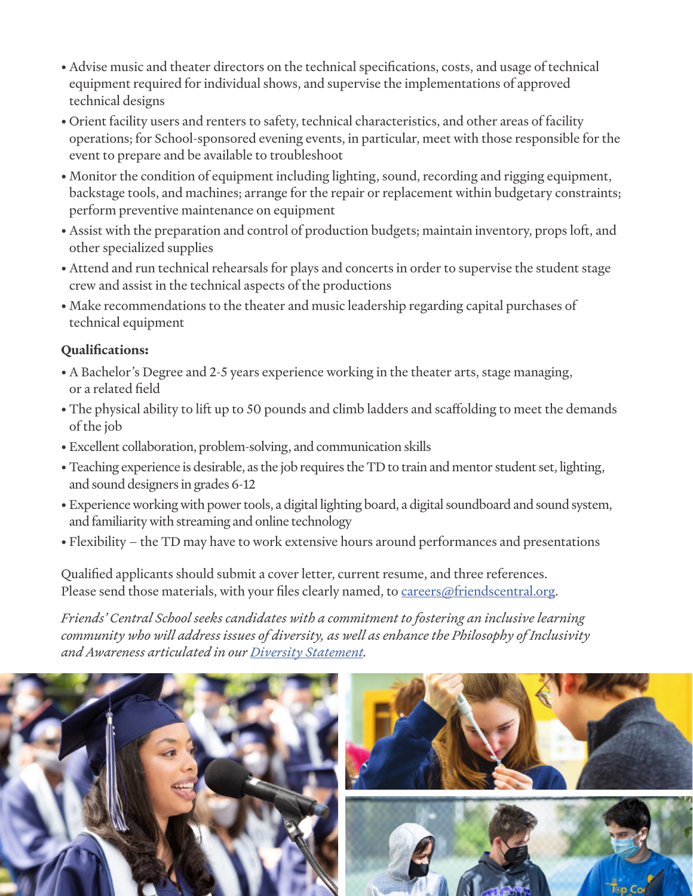- Advise music and theater directors on the technical specifications, costs, and usage of technical equipment required for individual shows, and supervise the implementations of approved technical designs
- Orient facility users and renters to safety, technical characteristics, and other areas of facility operations; for School-sponsored evening events, in particular, meet with those responsible for the event to prepare and be available to troubleshoot
- Monitor the condition of equipment including lighting, sound, recording and rigging equipment, backstage tools, and machines; arrange for the repair or replacement within budgetary constraints; perform preventive maintenance on equipment
- Assist with the preparation and control of production budgets; maintain inventory, props loft, and other specialized supplies
- Attend and run technical rehearsals for plays and concerts in order to supervise the student stage crew and assist in the technical aspects of the productions
- Make recommendations to the theater and music leadership regarding capital purchases of technical equipment

**Qualifications:**

- A Bachelor's Degree and 2-5 years experience working in the theater arts, stage managing, or a related field
- The physical ability to lift up to 50 pounds and climb ladders and scaffolding to meet the demands of the job
- Excellent collaboration, problem-solving, and communication skills
- Teaching experience is desirable, as the job requires the TD to train and mentor student set, lighting, and sound designers in grades 6-12
- Experience working with power tools, a digital lighting board, a digital soundboard and sound system, and familiarity with streaming and online technology
- Flexibility – the TD may have to work extensive hours around performances and presentations

Qualified applicants should submit a cover letter, current resume, and three references. Please send those materials, with your files clearly named, to careers@friendscentral.org.

*Friends' Central School seeks candidates with a commitment to fostering an inclusive learning community who will address issues of diversity, as well as enhance the Philosophy of Inclusivity and Awareness articulated in our Diversity Statement.*